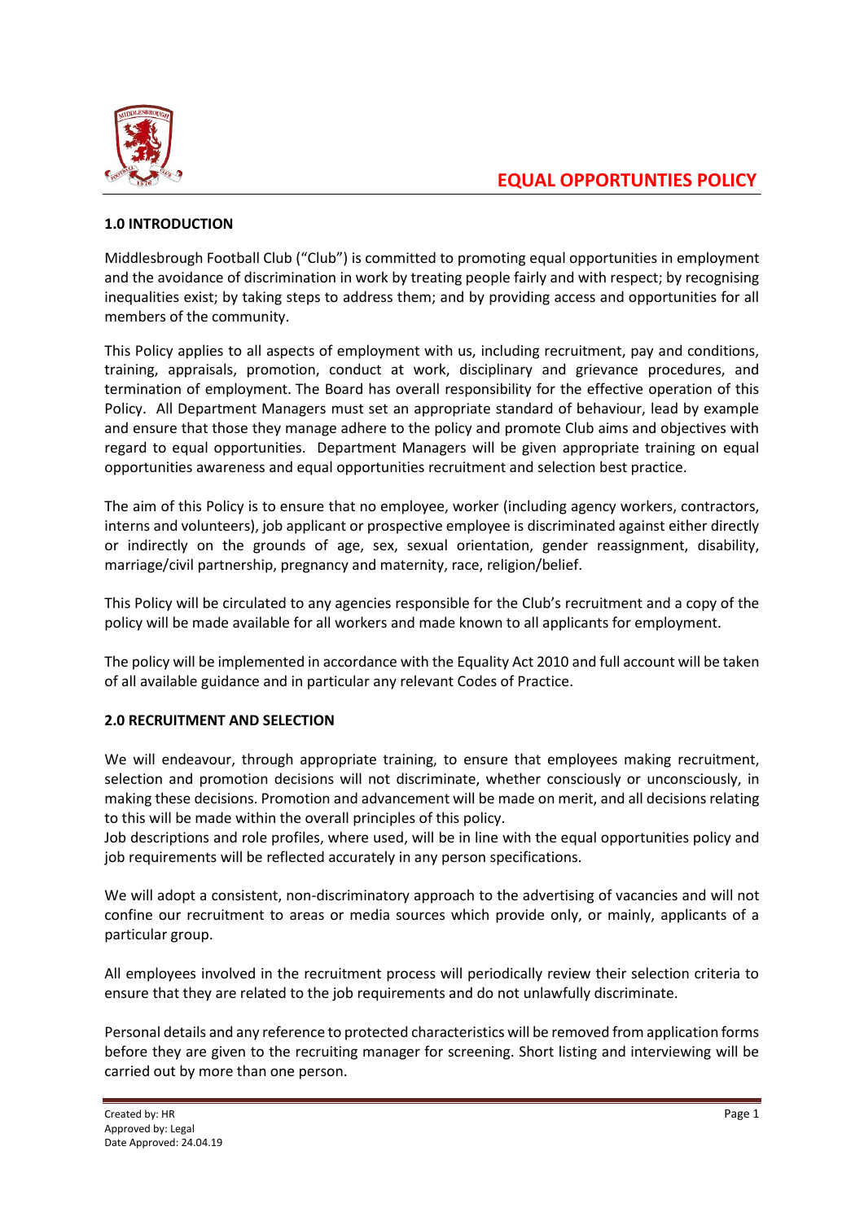# EQUAL OPPORTUNTIES POLICY

## 1.0 INTRODUCTION

Middlesbrough Football Club ("Club") is committed to promoting equal opportunities in employment and the avoidance of discrimination in work by treating people fairly and with respect; by recognising inequalities exist; by taking steps to address them; and by providing access and opportunities for all members of the community.

This Policy applies to all aspects of employment with us, including recruitment, pay and conditions, training, appraisals, promotion, conduct at work, disciplinary and grievance procedures, and termination of employment. The Board has overall responsibility for the effective operation of this Policy. All Department Managers must set an appropriate standard of behaviour, lead by example and ensure that those they manage adhere to the policy and promote Club aims and objectives with regard to equal opportunities. Department Managers will be given appropriate training on equal opportunities awareness and equal opportunities recruitment and selection best practice.

The aim of this Policy is to ensure that no employee, worker (including agency workers, contractors, interns and volunteers), job applicant or prospective employee is discriminated against either directly or indirectly on the grounds of age, sex, sexual orientation, gender reassignment, disability, marriage/civil partnership, pregnancy and maternity, race, religion/belief.

This Policy will be circulated to any agencies responsible for the Club's recruitment and a copy of the policy will be made available for all workers and made known to all applicants for employment.

The policy will be implemented in accordance with the Equality Act 2010 and full account will be taken of all available guidance and in particular any relevant Codes of Practice.

## 2.0 RECRUITMENT AND SELECTION

We will endeavour, through appropriate training, to ensure that employees making recruitment, selection and promotion decisions will not discriminate, whether consciously or unconsciously, in making these decisions. Promotion and advancement will be made on merit, and all decisions relating to this will be made within the overall principles of this policy.
Job descriptions and role profiles, where used, will be in line with the equal opportunities policy and job requirements will be reflected accurately in any person specifications.

We will adopt a consistent, non-discriminatory approach to the advertising of vacancies and will not confine our recruitment to areas or media sources which provide only, or mainly, applicants of a particular group.

All employees involved in the recruitment process will periodically review their selection criteria to ensure that they are related to the job requirements and do not unlawfully discriminate.

Personal details and any reference to protected characteristics will be removed from application forms before they are given to the recruiting manager for screening. Short listing and interviewing will be carried out by more than one person.

Created by: HR
Approved by: Legal
Date Approved: 24.04.19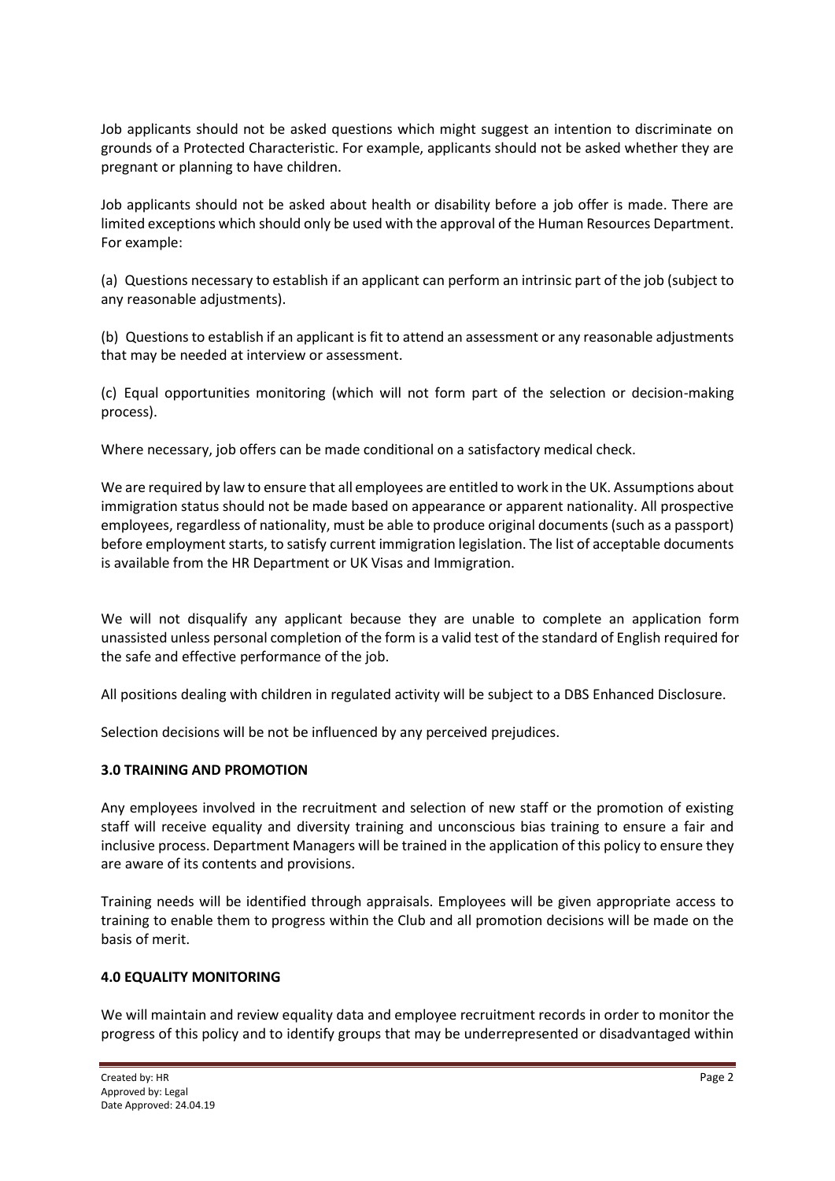Job applicants should not be asked questions which might suggest an intention to discriminate on grounds of a Protected Characteristic. For example, applicants should not be asked whether they are pregnant or planning to have children.

Job applicants should not be asked about health or disability before a job offer is made. There are limited exceptions which should only be used with the approval of the Human Resources Department. For example:

(a) Questions necessary to establish if an applicant can perform an intrinsic part of the job (subject to any reasonable adjustments).

(b) Questions to establish if an applicant is fit to attend an assessment or any reasonable adjustments that may be needed at interview or assessment.

(c) Equal opportunities monitoring (which will not form part of the selection or decision-making process).

Where necessary, job offers can be made conditional on a satisfactory medical check.

We are required by law to ensure that all employees are entitled to work in the UK. Assumptions about immigration status should not be made based on appearance or apparent nationality. All prospective employees, regardless of nationality, must be able to produce original documents (such as a passport) before employment starts, to satisfy current immigration legislation. The list of acceptable documents is available from the HR Department or UK Visas and Immigration.

We will not disqualify any applicant because they are unable to complete an application form unassisted unless personal completion of the form is a valid test of the standard of English required for the safe and effective performance of the job.

All positions dealing with children in regulated activity will be subject to a DBS Enhanced Disclosure.

Selection decisions will be not be influenced by any perceived prejudices.

## 3.0 TRAINING AND PROMOTION

Any employees involved in the recruitment and selection of new staff or the promotion of existing staff will receive equality and diversity training and unconscious bias training to ensure a fair and inclusive process. Department Managers will be trained in the application of this policy to ensure they are aware of its contents and provisions.

Training needs will be identified through appraisals. Employees will be given appropriate access to training to enable them to progress within the Club and all promotion decisions will be made on the basis of merit.

## 4.0 EQUALITY MONITORING

We will maintain and review equality data and employee recruitment records in order to monitor the progress of this policy and to identify groups that may be underrepresented or disadvantaged within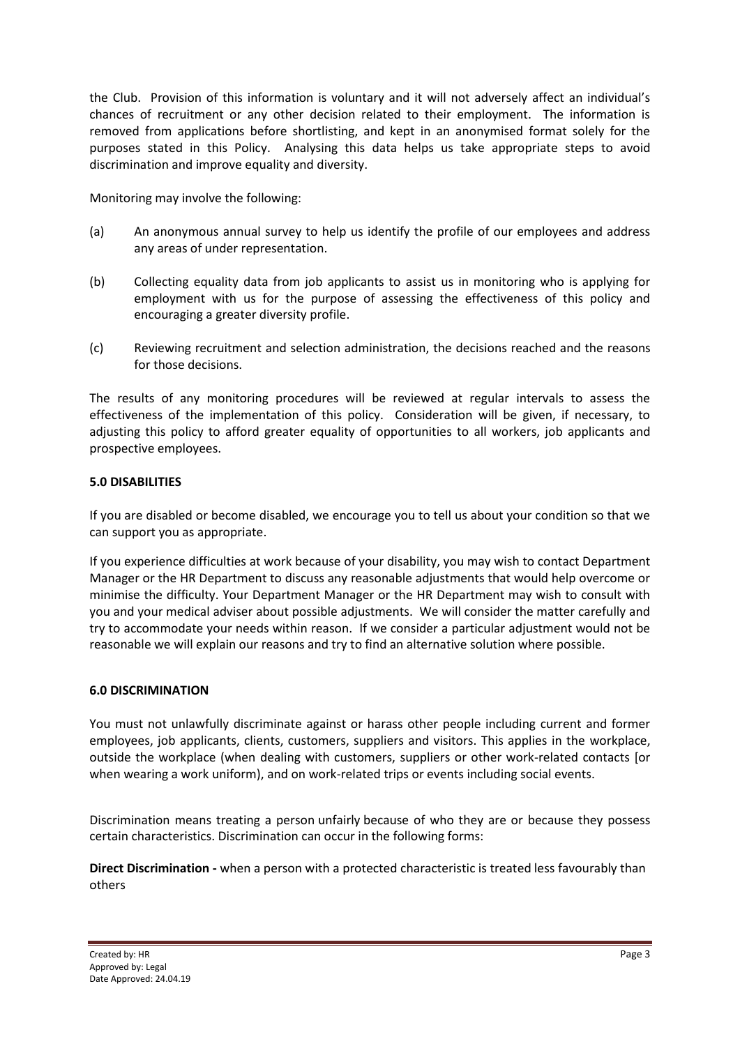the Club. Provision of this information is voluntary and it will not adversely affect an individual's chances of recruitment or any other decision related to their employment. The information is removed from applications before shortlisting, and kept in an anonymised format solely for the purposes stated in this Policy. Analysing this data helps us take appropriate steps to avoid discrimination and improve equality and diversity.

Monitoring may involve the following:

(a) An anonymous annual survey to help us identify the profile of our employees and address any areas of under representation.

(b) Collecting equality data from job applicants to assist us in monitoring who is applying for employment with us for the purpose of assessing the effectiveness of this policy and encouraging a greater diversity profile.

(c) Reviewing recruitment and selection administration, the decisions reached and the reasons for those decisions.

The results of any monitoring procedures will be reviewed at regular intervals to assess the effectiveness of the implementation of this policy. Consideration will be given, if necessary, to adjusting this policy to afford greater equality of opportunities to all workers, job applicants and prospective employees.

**5.0 DISABILITIES**

If you are disabled or become disabled, we encourage you to tell us about your condition so that we can support you as appropriate.

If you experience difficulties at work because of your disability, you may wish to contact Department Manager or the HR Department to discuss any reasonable adjustments that would help overcome or minimise the difficulty. Your Department Manager or the HR Department may wish to consult with you and your medical adviser about possible adjustments. We will consider the matter carefully and try to accommodate your needs within reason. If we consider a particular adjustment would not be reasonable we will explain our reasons and try to find an alternative solution where possible.

**6.0 DISCRIMINATION**

You must not unlawfully discriminate against or harass other people including current and former employees, job applicants, clients, customers, suppliers and visitors. This applies in the workplace, outside the workplace (when dealing with customers, suppliers or other work-related contacts [or when wearing a work uniform), and on work-related trips or events including social events.

Discrimination means treating a person unfairly because of who they are or because they possess certain characteristics. Discrimination can occur in the following forms:

**Direct Discrimination -** when a person with a protected characteristic is treated less favourably than others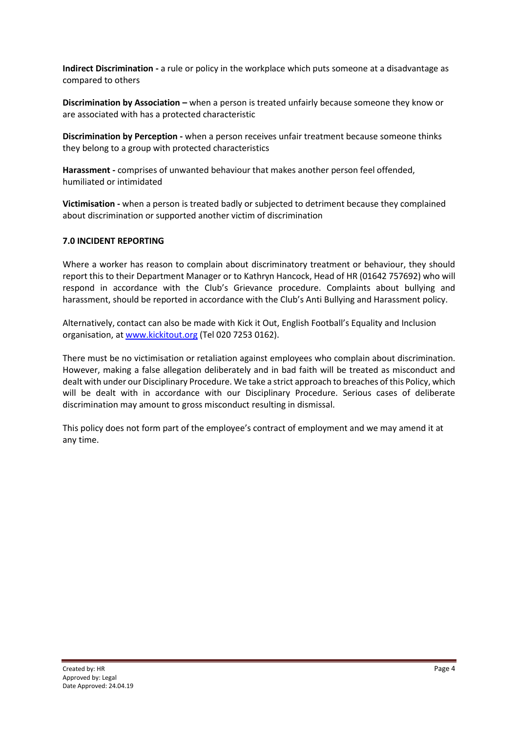**Indirect Discrimination -** a rule or policy in the workplace which puts someone at a disadvantage as compared to others

**Discrimination by Association –** when a person is treated unfairly because someone they know or are associated with has a protected characteristic

**Discrimination by Perception -** when a person receives unfair treatment because someone thinks they belong to a group with protected characteristics

**Harassment -** comprises of unwanted behaviour that makes another person feel offended, humiliated or intimidated

**Victimisation -** when a person is treated badly or subjected to detriment because they complained about discrimination or supported another victim of discrimination

### 7.0 INCIDENT REPORTING

Where a worker has reason to complain about discriminatory treatment or behaviour, they should report this to their Department Manager or to Kathryn Hancock, Head of HR (01642 757692) who will respond in accordance with the Club's Grievance procedure. Complaints about bullying and harassment, should be reported in accordance with the Club's Anti Bullying and Harassment policy.

Alternatively, contact can also be made with Kick it Out, English Football's Equality and Inclusion organisation, at [www.kickitout.org](http://www.kickitout.org) (Tel 020 7253 0162).

There must be no victimisation or retaliation against employees who complain about discrimination. However, making a false allegation deliberately and in bad faith will be treated as misconduct and dealt with under our Disciplinary Procedure. We take a strict approach to breaches of this Policy, which will be dealt with in accordance with our Disciplinary Procedure. Serious cases of deliberate discrimination may amount to gross misconduct resulting in dismissal.

This policy does not form part of the employee's contract of employment and we may amend it at any time.